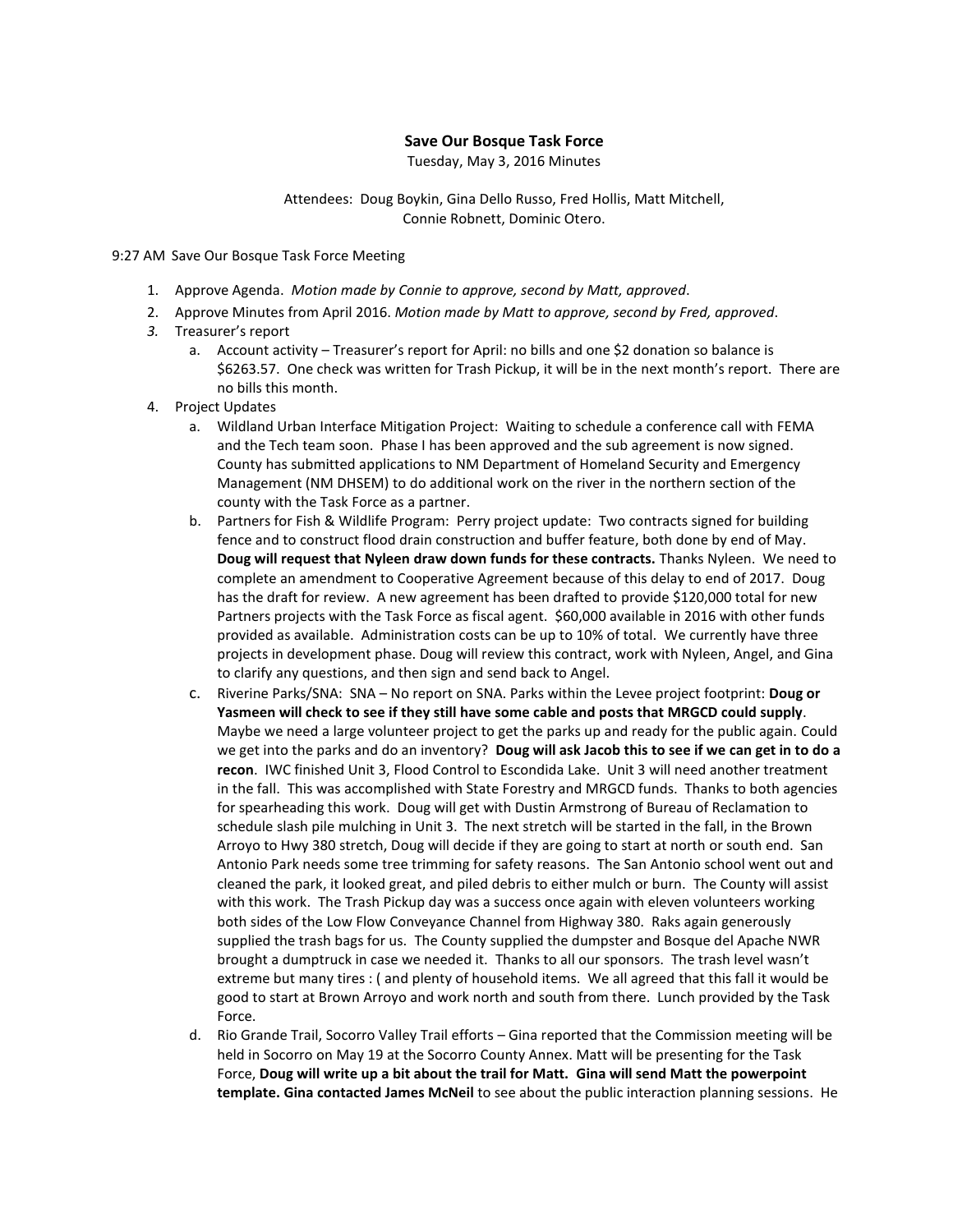**Save Our Bosque Task Force**

Tuesday, May 3, 2016 Minutes

Attendees: Doug Boykin, Gina Dello Russo, Fred Hollis, Matt Mitchell, Connie Robnett, Dominic Otero.

9:27 AM Save Our Bosque Task Force Meeting

1. Approve Agenda. *Motion made by Connie to approve, second by Matt, approved*.
2. Approve Minutes from April 2016. *Motion made by Matt to approve, second by Fred, approved*.
3. Treasurer's report
   a. Account activity – Treasurer's report for April: no bills and one $2 donation so balance is $6263.57. One check was written for Trash Pickup, it will be in the next month's report. There are no bills this month.
4. Project Updates
   a. Wildland Urban Interface Mitigation Project: Waiting to schedule a conference call with FEMA and the Tech team soon. Phase I has been approved and the sub agreement is now signed. County has submitted applications to NM Department of Homeland Security and Emergency Management (NM DHSEM) to do additional work on the river in the northern section of the county with the Task Force as a partner.
   b. Partners for Fish & Wildlife Program: Perry project update: Two contracts signed for building fence and to construct flood drain construction and buffer feature, both done by end of May. **Doug will request that Nyleen draw down funds for these contracts.** Thanks Nyleen. We need to complete an amendment to Cooperative Agreement because of this delay to end of 2017. Doug has the draft for review. A new agreement has been drafted to provide $120,000 total for new Partners projects with the Task Force as fiscal agent. $60,000 available in 2016 with other funds provided as available. Administration costs can be up to 10% of total. We currently have three projects in development phase. Doug will review this contract, work with Nyleen, Angel, and Gina to clarify any questions, and then sign and send back to Angel.
   c. Riverine Parks/SNA: SNA – No report on SNA. Parks within the Levee project footprint: **Doug or Yasmeen will check to see if they still have some cable and posts that MRGCD could supply**. Maybe we need a large volunteer project to get the parks up and ready for the public again. Could we get into the parks and do an inventory? **Doug will ask Jacob this to see if we can get in to do a recon**. IWC finished Unit 3, Flood Control to Escondida Lake. Unit 3 will need another treatment in the fall. This was accomplished with State Forestry and MRGCD funds. Thanks to both agencies for spearheading this work. Doug will get with Dustin Armstrong of Bureau of Reclamation to schedule slash pile mulching in Unit 3. The next stretch will be started in the fall, in the Brown Arroyo to Hwy 380 stretch, Doug will decide if they are going to start at north or south end. San Antonio Park needs some tree trimming for safety reasons. The San Antonio school went out and cleaned the park, it looked great, and piled debris to either mulch or burn. The County will assist with this work. The Trash Pickup day was a success once again with eleven volunteers working both sides of the Low Flow Conveyance Channel from Highway 380. Raks again generously supplied the trash bags for us. The County supplied the dumpster and Bosque del Apache NWR brought a dumptruck in case we needed it. Thanks to all our sponsors. The trash level wasn't extreme but many tires : ( and plenty of household items. We all agreed that this fall it would be good to start at Brown Arroyo and work north and south from there. Lunch provided by the Task Force.
   d. Rio Grande Trail, Socorro Valley Trail efforts – Gina reported that the Commission meeting will be held in Socorro on May 19 at the Socorro County Annex. Matt will be presenting for the Task Force, **Doug will write up a bit about the trail for Matt. Gina will send Matt the powerpoint template. Gina contacted James McNeil** to see about the public interaction planning sessions. He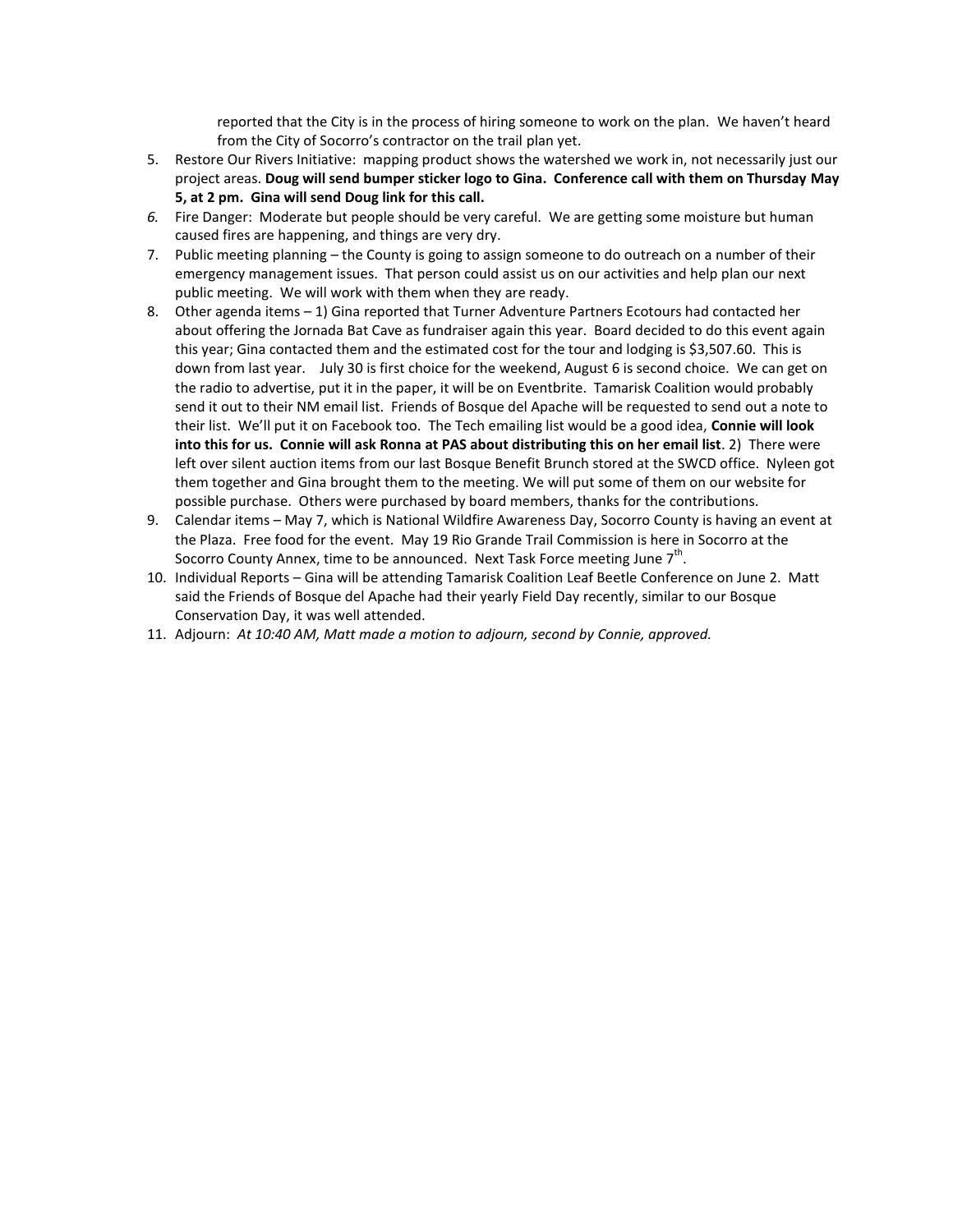reported that the City is in the process of hiring someone to work on the plan. We haven't heard from the City of Socorro's contractor on the trail plan yet.

5. Restore Our Rivers Initiative: mapping product shows the watershed we work in, not necessarily just our project areas. **Doug will send bumper sticker logo to Gina. Conference call with them on Thursday May 5, at 2 pm. Gina will send Doug link for this call.**
6. Fire Danger: Moderate but people should be very careful. We are getting some moisture but human caused fires are happening, and things are very dry.
7. Public meeting planning – the County is going to assign someone to do outreach on a number of their emergency management issues. That person could assist us on our activities and help plan our next public meeting. We will work with them when they are ready.
8. Other agenda items – 1) Gina reported that Turner Adventure Partners Ecotours had contacted her about offering the Jornada Bat Cave as fundraiser again this year. Board decided to do this event again this year; Gina contacted them and the estimated cost for the tour and lodging is $3,507.60. This is down from last year. July 30 is first choice for the weekend, August 6 is second choice. We can get on the radio to advertise, put it in the paper, it will be on Eventbrite. Tamarisk Coalition would probably send it out to their NM email list. Friends of Bosque del Apache will be requested to send out a note to their list. We'll put it on Facebook too. The Tech emailing list would be a good idea, **Connie will look into this for us. Connie will ask Ronna at PAS about distributing this on her email list**. 2) There were left over silent auction items from our last Bosque Benefit Brunch stored at the SWCD office. Nyleen got them together and Gina brought them to the meeting. We will put some of them on our website for possible purchase. Others were purchased by board members, thanks for the contributions.
9. Calendar items – May 7, which is National Wildfire Awareness Day, Socorro County is having an event at the Plaza. Free food for the event. May 19 Rio Grande Trail Commission is here in Socorro at the Socorro County Annex, time to be announced. Next Task Force meeting June 7th.
10. Individual Reports – Gina will be attending Tamarisk Coalition Leaf Beetle Conference on June 2. Matt said the Friends of Bosque del Apache had their yearly Field Day recently, similar to our Bosque Conservation Day, it was well attended.
11. Adjourn: *At 10:40 AM, Matt made a motion to adjourn, second by Connie, approved.*